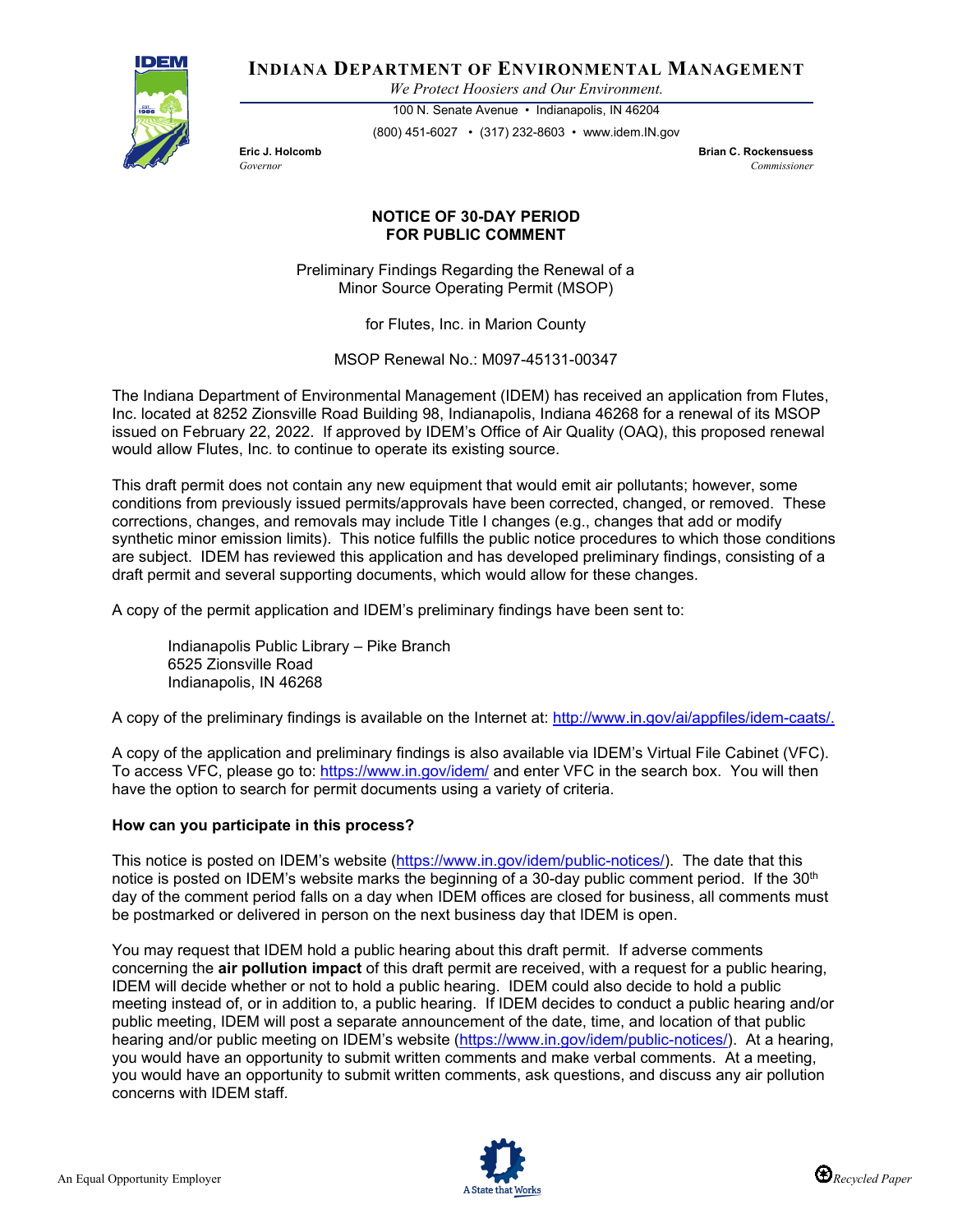# INDIANA DEPARTMENT OF ENVIRONMENTAL MANAGEMENT

*We Protect Hoosiers and Our Environment.*

100 N. Senate Avenue • Indianapolis, IN 46204

(800) 451-6027 • (317) 232-8603 • www.idem.IN.gov

**Eric J. Holcomb**
*Governor*

**Brian C. Rockensuess**
*Commissioner*

## NOTICE OF 30-DAY PERIOD FOR PUBLIC COMMENT

Preliminary Findings Regarding the Renewal of a Minor Source Operating Permit (MSOP)

for Flutes, Inc. in Marion County

MSOP Renewal No.: M097-45131-00347

The Indiana Department of Environmental Management (IDEM) has received an application from Flutes, Inc. located at 8252 Zionsville Road Building 98, Indianapolis, Indiana 46268 for a renewal of its MSOP issued on February 22, 2022. If approved by IDEM's Office of Air Quality (OAQ), this proposed renewal would allow Flutes, Inc. to continue to operate its existing source.

This draft permit does not contain any new equipment that would emit air pollutants; however, some conditions from previously issued permits/approvals have been corrected, changed, or removed. These corrections, changes, and removals may include Title I changes (e.g., changes that add or modify synthetic minor emission limits). This notice fulfills the public notice procedures to which those conditions are subject. IDEM has reviewed this application and has developed preliminary findings, consisting of a draft permit and several supporting documents, which would allow for these changes.

A copy of the permit application and IDEM's preliminary findings have been sent to:

Indianapolis Public Library – Pike Branch
6525 Zionsville Road
Indianapolis, IN 46268

A copy of the preliminary findings is available on the Internet at: http://www.in.gov/ai/appfiles/idem-caats/.

A copy of the application and preliminary findings is also available via IDEM's Virtual File Cabinet (VFC). To access VFC, please go to: https://www.in.gov/idem/ and enter VFC in the search box. You will then have the option to search for permit documents using a variety of criteria.

**How can you participate in this process?**

This notice is posted on IDEM's website (https://www.in.gov/idem/public-notices/). The date that this notice is posted on IDEM's website marks the beginning of a 30-day public comment period. If the 30th day of the comment period falls on a day when IDEM offices are closed for business, all comments must be postmarked or delivered in person on the next business day that IDEM is open.

You may request that IDEM hold a public hearing about this draft permit. If adverse comments concerning the **air pollution impact** of this draft permit are received, with a request for a public hearing, IDEM will decide whether or not to hold a public hearing. IDEM could also decide to hold a public meeting instead of, or in addition to, a public hearing. If IDEM decides to conduct a public hearing and/or public meeting, IDEM will post a separate announcement of the date, time, and location of that public hearing and/or public meeting on IDEM's website (https://www.in.gov/idem/public-notices/). At a hearing, you would have an opportunity to submit written comments and make verbal comments. At a meeting, you would have an opportunity to submit written comments, ask questions, and discuss any air pollution concerns with IDEM staff.

An Equal Opportunity Employer

A State that Works

Recycled Paper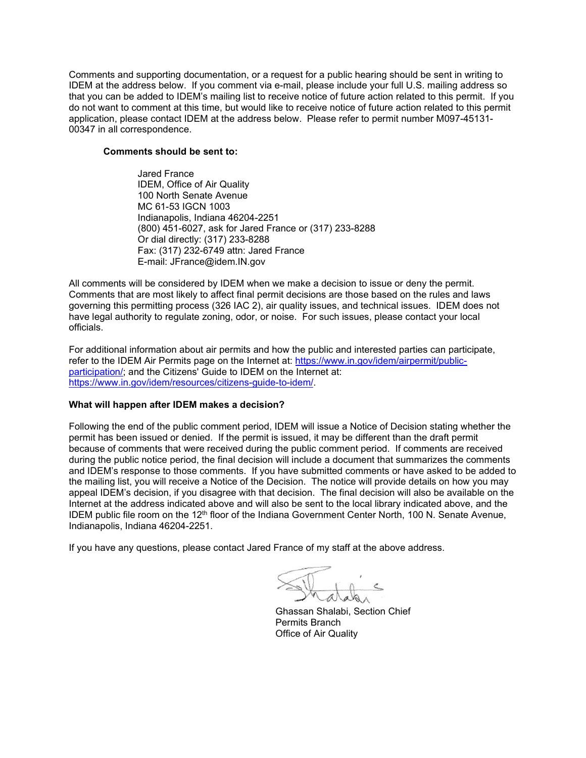Comments and supporting documentation, or a request for a public hearing should be sent in writing to IDEM at the address below. If you comment via e-mail, please include your full U.S. mailing address so that you can be added to IDEM's mailing list to receive notice of future action related to this permit. If you do not want to comment at this time, but would like to receive notice of future action related to this permit application, please contact IDEM at the address below. Please refer to permit number M097-45131-00347 in all correspondence.

**Comments should be sent to:**

Jared France
IDEM, Office of Air Quality
100 North Senate Avenue
MC 61-53 IGCN 1003
Indianapolis, Indiana 46204-2251
(800) 451-6027, ask for Jared France or (317) 233-8288
Or dial directly: (317) 233-8288
Fax: (317) 232-6749 attn: Jared France
E-mail: JFrance@idem.IN.gov

All comments will be considered by IDEM when we make a decision to issue or deny the permit. Comments that are most likely to affect final permit decisions are those based on the rules and laws governing this permitting process (326 IAC 2), air quality issues, and technical issues. IDEM does not have legal authority to regulate zoning, odor, or noise. For such issues, please contact your local officials.

For additional information about air permits and how the public and interested parties can participate, refer to the IDEM Air Permits page on the Internet at: https://www.in.gov/idem/airpermit/public-participation/; and the Citizens' Guide to IDEM on the Internet at: https://www.in.gov/idem/resources/citizens-guide-to-idem/.

**What will happen after IDEM makes a decision?**

Following the end of the public comment period, IDEM will issue a Notice of Decision stating whether the permit has been issued or denied. If the permit is issued, it may be different than the draft permit because of comments that were received during the public comment period. If comments are received during the public notice period, the final decision will include a document that summarizes the comments and IDEM's response to those comments. If you have submitted comments or have asked to be added to the mailing list, you will receive a Notice of the Decision. The notice will provide details on how you may appeal IDEM's decision, if you disagree with that decision. The final decision will also be available on the Internet at the address indicated above and will also be sent to the local library indicated above, and the IDEM public file room on the 12th floor of the Indiana Government Center North, 100 N. Senate Avenue, Indianapolis, Indiana 46204-2251.

If you have any questions, please contact Jared France of my staff at the above address.

Ghassan Shalabi, Section Chief
Permits Branch
Office of Air Quality